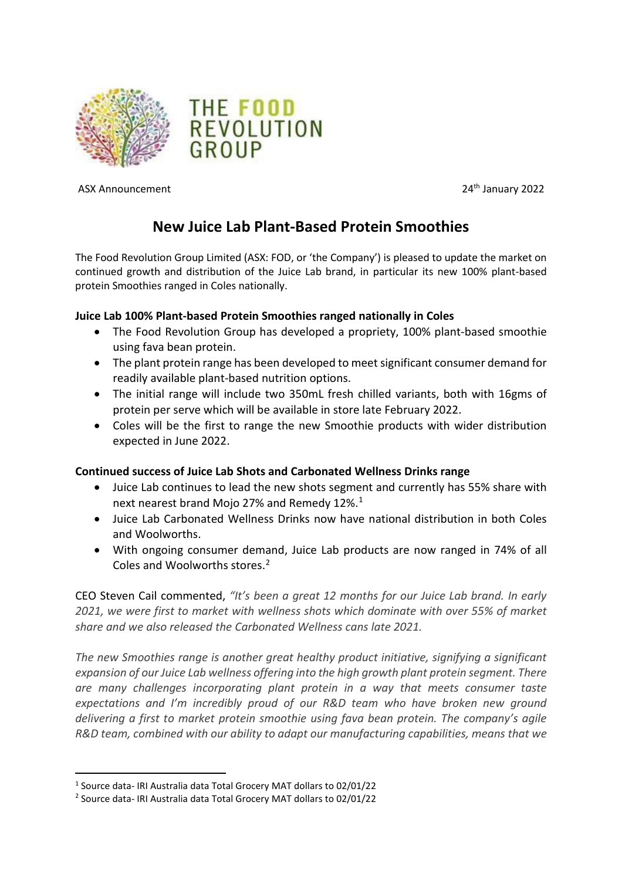THE FOOD REVOLUTION GROUP

ASX Announcement

24th January 2022

# New Juice Lab Plant-Based Protein Smoothies

The Food Revolution Group Limited (ASX: FOD, or 'the Company') is pleased to update the market on continued growth and distribution of the Juice Lab brand, in particular its new 100% plant-based protein Smoothies ranged in Coles nationally.

**Juice Lab 100% Plant-based Protein Smoothies ranged nationally in Coles**

- The Food Revolution Group has developed a propriety, 100% plant-based smoothie using fava bean protein.
- The plant protein range has been developed to meet significant consumer demand for readily available plant-based nutrition options.
- The initial range will include two 350mL fresh chilled variants, both with 16gms of protein per serve which will be available in store late February 2022.
- Coles will be the first to range the new Smoothie products with wider distribution expected in June 2022.

**Continued success of Juice Lab Shots and Carbonated Wellness Drinks range**

- Juice Lab continues to lead the new shots segment and currently has 55% share with next nearest brand Mojo 27% and Remedy 12%.[1]
- Juice Lab Carbonated Wellness Drinks now have national distribution in both Coles and Woolworths.
- With ongoing consumer demand, Juice Lab products are now ranged in 74% of all Coles and Woolworths stores.[2]

CEO Steven Cail commented, *"It's been a great 12 months for our Juice Lab brand. In early 2021, we were first to market with wellness shots which dominate with over 55% of market share and we also released the Carbonated Wellness cans late 2021.*

*The new Smoothies range is another great healthy product initiative, signifying a significant expansion of our Juice Lab wellness offering into the high growth plant protein segment. There are many challenges incorporating plant protein in a way that meets consumer taste expectations and I'm incredibly proud of our R&D team who have broken new ground delivering a first to market protein smoothie using fava bean protein. The company's agile R&D team, combined with our ability to adapt our manufacturing capabilities, means that we*

---

[1] Source data- IRI Australia data Total Grocery MAT dollars to 02/01/22

[2] Source data- IRI Australia data Total Grocery MAT dollars to 02/01/22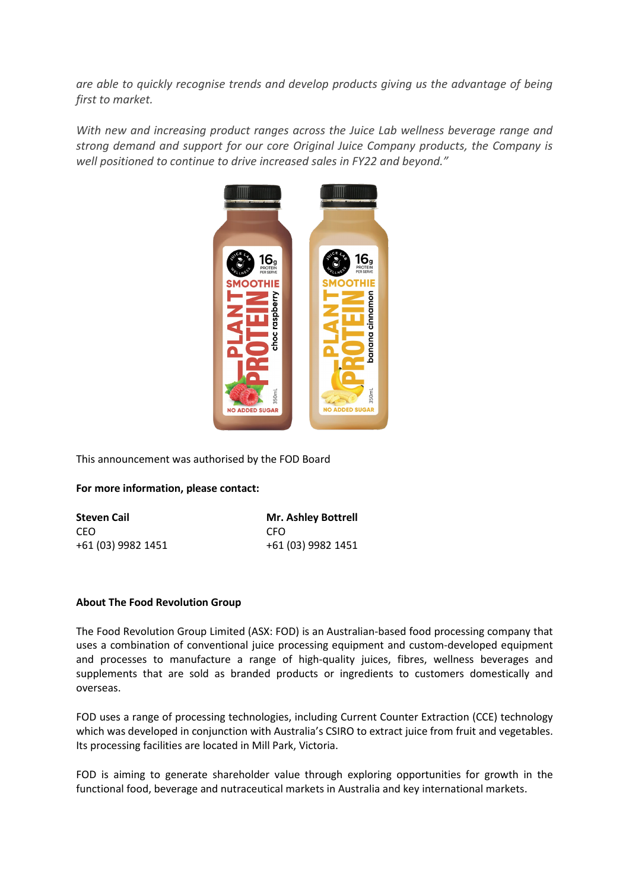*are able to quickly recognise trends and develop products giving us the advantage of being first to market.*

*With new and increasing product ranges across the Juice Lab wellness beverage range and strong demand and support for our core Original Juice Company products, the Company is well positioned to continue to drive increased sales in FY22 and beyond."*

This announcement was authorised by the FOD Board

**For more information, please contact:**

**Steven Cail**
CEO
+61 (03) 9982 1451

**Mr. Ashley Bottrell**
CFO
+61 (03) 9982 1451

**About The Food Revolution Group**

The Food Revolution Group Limited (ASX: FOD) is an Australian-based food processing company that uses a combination of conventional juice processing equipment and custom-developed equipment and processes to manufacture a range of high-quality juices, fibres, wellness beverages and supplements that are sold as branded products or ingredients to customers domestically and overseas.

FOD uses a range of processing technologies, including Current Counter Extraction (CCE) technology which was developed in conjunction with Australia's CSIRO to extract juice from fruit and vegetables. Its processing facilities are located in Mill Park, Victoria.

FOD is aiming to generate shareholder value through exploring opportunities for growth in the functional food, beverage and nutraceutical markets in Australia and key international markets.